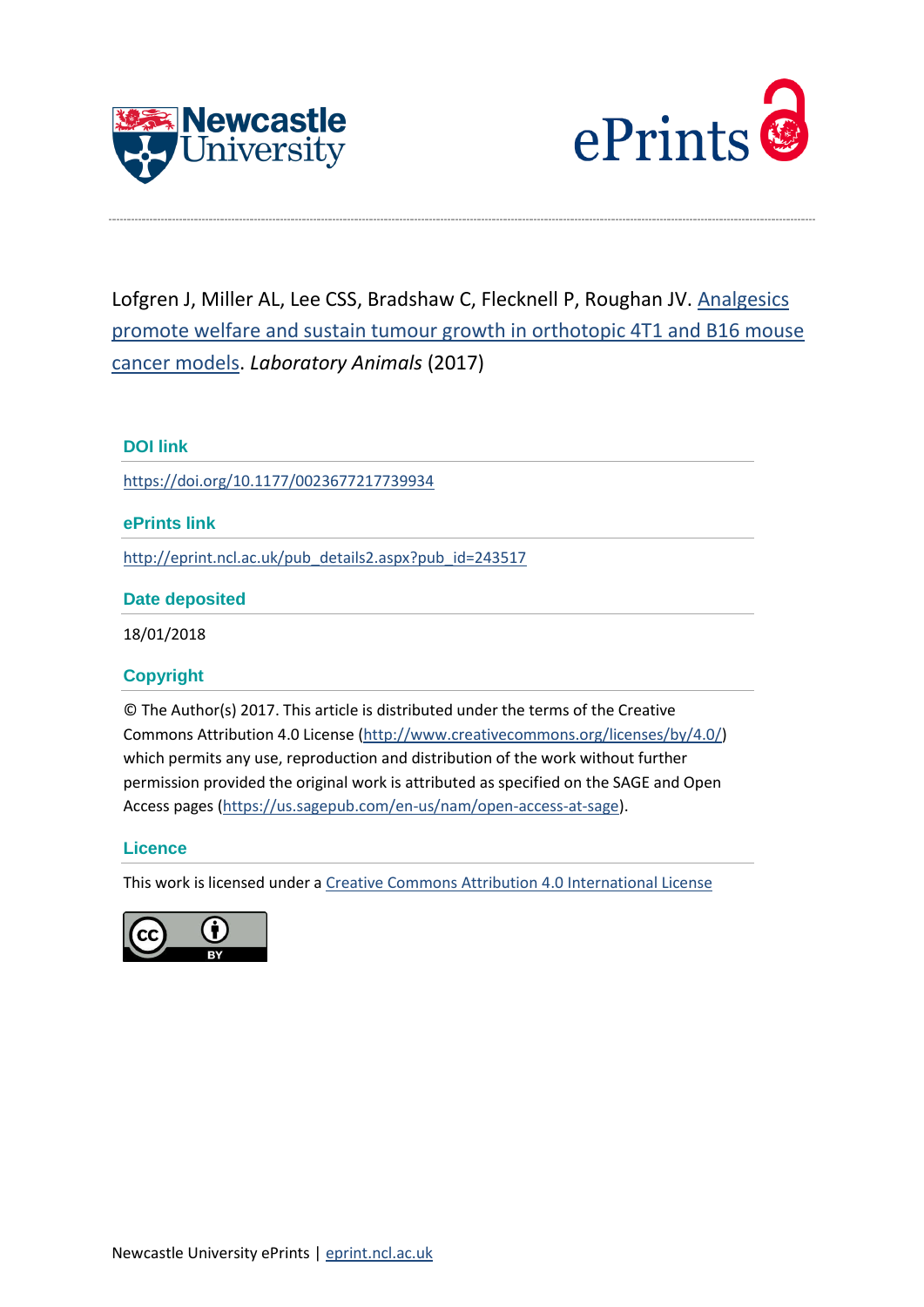Lofgren J, Miller AL, Lee CSS, Bradshaw C, Flecknell P, Roughan JV. Analgesics promote welfare and sustain tumour growth in orthotopic 4T1 and B16 mouse cancer models. *Laboratory Animals* (2017)

### DOI link

https://doi.org/10.1177/0023677217739934

### ePrints link

http://eprint.ncl.ac.uk/pub_details2.aspx?pub_id=243517

### Date deposited

18/01/2018

### Copyright

© The Author(s) 2017. This article is distributed under the terms of the Creative Commons Attribution 4.0 License (http://www.creativecommons.org/licenses/by/4.0/) which permits any use, reproduction and distribution of the work without further permission provided the original work is attributed as specified on the SAGE and Open Access pages (https://us.sagepub.com/en-us/nam/open-access-at-sage).

### Licence

This work is licensed under a Creative Commons Attribution 4.0 International License

Newcastle University ePrints | eprint.ncl.ac.uk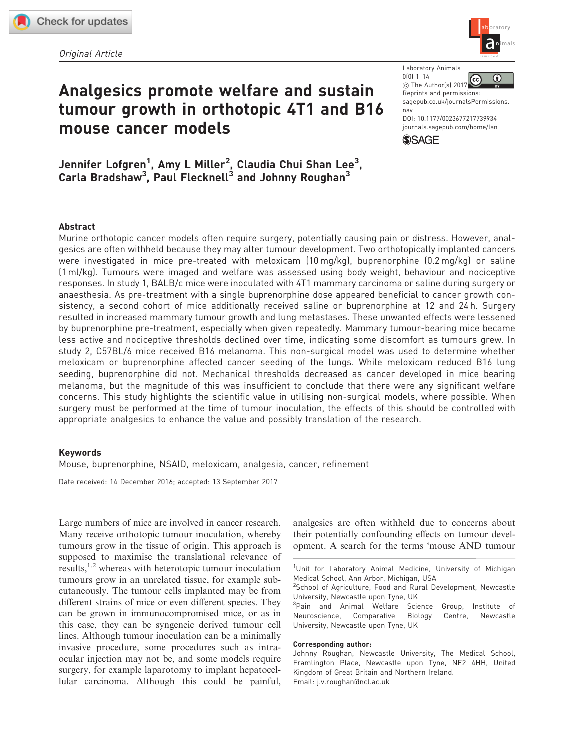Original Article

# Analgesics promote welfare and sustain tumour growth in orthotopic 4T1 and B16 mouse cancer models

**Jennifer Lofgren[1], Amy L Miller[2], Claudia Chui Shan Lee[3], Carla Bradshaw[3], Paul Flecknell[3] and Johnny Roughan[3]**

Laboratory Animals
0(0) 1–14
© The Author(s) 2017
Reprints and permissions: sagepub.co.uk/journalsPermissions.nav
DOI: 10.1177/0023677217739934
journals.sagepub.com/home/lan

## Abstract

Murine orthotopic cancer models often require surgery, potentially causing pain or distress. However, analgesics are often withheld because they may alter tumour development. Two orthotopically implanted cancers were investigated in mice pre-treated with meloxicam (10 mg/kg), buprenorphine (0.2 mg/kg) or saline (1 ml/kg). Tumours were imaged and welfare was assessed using body weight, behaviour and nociceptive responses. In study 1, BALB/c mice were inoculated with 4T1 mammary carcinoma or saline during surgery or anaesthesia. As pre-treatment with a single buprenorphine dose appeared beneficial to cancer growth consistency, a second cohort of mice additionally received saline or buprenorphine at 12 and 24 h. Surgery resulted in increased mammary tumour growth and lung metastases. These unwanted effects were lessened by buprenorphine pre-treatment, especially when given repeatedly. Mammary tumour-bearing mice became less active and nociceptive thresholds declined over time, indicating some discomfort as tumours grew. In study 2, C57BL/6 mice received B16 melanoma. This non-surgical model was used to determine whether meloxicam or buprenorphine affected cancer seeding of the lungs. While meloxicam reduced B16 lung seeding, buprenorphine did not. Mechanical thresholds decreased as cancer developed in mice bearing melanoma, but the magnitude of this was insufficient to conclude that there were any significant welfare concerns. This study highlights the scientific value in utilising non-surgical models, where possible. When surgery must be performed at the time of tumour inoculation, the effects of this should be controlled with appropriate analgesics to enhance the value and possibly translation of the research.

## Keywords

Mouse, buprenorphine, NSAID, meloxicam, analgesia, cancer, refinement

Date received: 14 December 2016; accepted: 13 September 2017

Large numbers of mice are involved in cancer research. Many receive orthotopic tumour inoculation, whereby tumours grow in the tissue of origin. This approach is supposed to maximise the translational relevance of results,[1,2] whereas with heterotopic tumour inoculation tumours grow in an unrelated tissue, for example subcutaneously. The tumour cells implanted may be from different strains of mice or even different species. They can be grown in immunocompromised mice, or as in this case, they can be syngeneic derived tumour cell lines. Although tumour inoculation can be a minimally invasive procedure, some procedures such as intraocular injection may not be, and some models require surgery, for example laparotomy to implant hepatocellular carcinoma. Although this could be painful, analgesics are often withheld due to concerns about their potentially confounding effects on tumour development. A search for the terms 'mouse AND tumour

[1]Unit for Laboratory Animal Medicine, University of Michigan Medical School, Ann Arbor, Michigan, USA
[2]School of Agriculture, Food and Rural Development, Newcastle University, Newcastle upon Tyne, UK
[3]Pain and Animal Welfare Science Group, Institute of Neuroscience, Comparative Biology Centre, Newcastle University, Newcastle upon Tyne, UK

**Corresponding author:**
Johnny Roughan, Newcastle University, The Medical School, Framlington Place, Newcastle upon Tyne, NE2 4HH, United Kingdom of Great Britain and Northern Ireland.
Email: j.v.roughan@ncl.ac.uk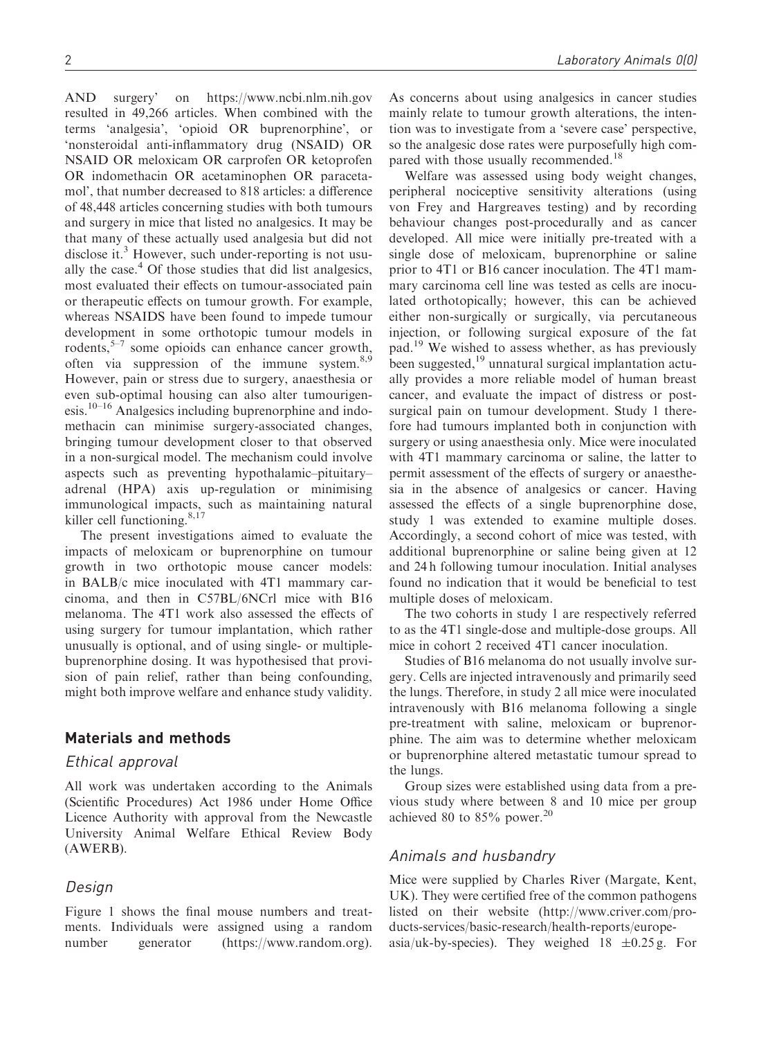AND surgery' on https://www.ncbi.nlm.nih.gov resulted in 49,266 articles. When combined with the terms 'analgesia', 'opioid OR buprenorphine', or 'nonsteroidal anti-inflammatory drug (NSAID) OR NSAID OR meloxicam OR carprofen OR ketoprofen OR indomethacin OR acetaminophen OR paracetamol', that number decreased to 818 articles: a difference of 48,448 articles concerning studies with both tumours and surgery in mice that listed no analgesics. It may be that many of these actually used analgesia but did not disclose it.[3] However, such under-reporting is not usually the case.[4] Of those studies that did list analgesics, most evaluated their effects on tumour-associated pain or therapeutic effects on tumour growth. For example, whereas NSAIDS have been found to impede tumour development in some orthotopic tumour models in rodents,[5–7] some opioids can enhance cancer growth, often via suppression of the immune system.[8,9] However, pain or stress due to surgery, anaesthesia or even sub-optimal housing can also alter tumourigenesis.[10–16] Analgesics including buprenorphine and indomethacin can minimise surgery-associated changes, bringing tumour development closer to that observed in a non-surgical model. The mechanism could involve aspects such as preventing hypothalamic–pituitary–adrenal (HPA) axis up-regulation or minimising immunological impacts, such as maintaining natural killer cell functioning.[8,17]

The present investigations aimed to evaluate the impacts of meloxicam or buprenorphine on tumour growth in two orthotopic mouse cancer models: in BALB/c mice inoculated with 4T1 mammary carcinoma, and then in C57BL/6NCrl mice with B16 melanoma. The 4T1 work also assessed the effects of using surgery for tumour implantation, which rather unusually is optional, and of using single- or multiple-buprenorphine dosing. It was hypothesised that provision of pain relief, rather than being confounding, might both improve welfare and enhance study validity.

## Materials and methods

### Ethical approval

All work was undertaken according to the Animals (Scientific Procedures) Act 1986 under Home Office Licence Authority with approval from the Newcastle University Animal Welfare Ethical Review Body (AWERB).

### Design

Figure 1 shows the final mouse numbers and treatments. Individuals were assigned using a random number generator (https://www.random.org). As concerns about using analgesics in cancer studies mainly relate to tumour growth alterations, the intention was to investigate from a 'severe case' perspective, so the analgesic dose rates were purposefully high compared with those usually recommended.[18]

Welfare was assessed using body weight changes, peripheral nociceptive sensitivity alterations (using von Frey and Hargreaves testing) and by recording behaviour changes post-procedurally and as cancer developed. All mice were initially pre-treated with a single dose of meloxicam, buprenorphine or saline prior to 4T1 or B16 cancer inoculation. The 4T1 mammary carcinoma cell line was tested as cells are inoculated orthotopically; however, this can be achieved either non-surgically or surgically, via percutaneous injection, or following surgical exposure of the fat pad.[19] We wished to assess whether, as has previously been suggested,[19] unnatural surgical implantation actually provides a more reliable model of human breast cancer, and evaluate the impact of distress or post-surgical pain on tumour development. Study 1 therefore had tumours implanted both in conjunction with surgery or using anaesthesia only. Mice were inoculated with 4T1 mammary carcinoma or saline, the latter to permit assessment of the effects of surgery or anaesthesia in the absence of analgesics or cancer. Having assessed the effects of a single buprenorphine dose, study 1 was extended to examine multiple doses. Accordingly, a second cohort of mice was tested, with additional buprenorphine or saline being given at 12 and 24 h following tumour inoculation. Initial analyses found no indication that it would be beneficial to test multiple doses of meloxicam.

The two cohorts in study 1 are respectively referred to as the 4T1 single-dose and multiple-dose groups. All mice in cohort 2 received 4T1 cancer inoculation.

Studies of B16 melanoma do not usually involve surgery. Cells are injected intravenously and primarily seed the lungs. Therefore, in study 2 all mice were inoculated intravenously with B16 melanoma following a single pre-treatment with saline, meloxicam or buprenorphine. The aim was to determine whether meloxicam or buprenorphine altered metastatic tumour spread to the lungs.

Group sizes were established using data from a previous study where between 8 and 10 mice per group achieved 80 to 85% power.[20]

### Animals and husbandry

Mice were supplied by Charles River (Margate, Kent, UK). They were certified free of the common pathogens listed on their website (http://www.criver.com/products-services/basic-research/health-reports/europe-asia/uk-by-species). They weighed 18 $\pm$0.25 g. For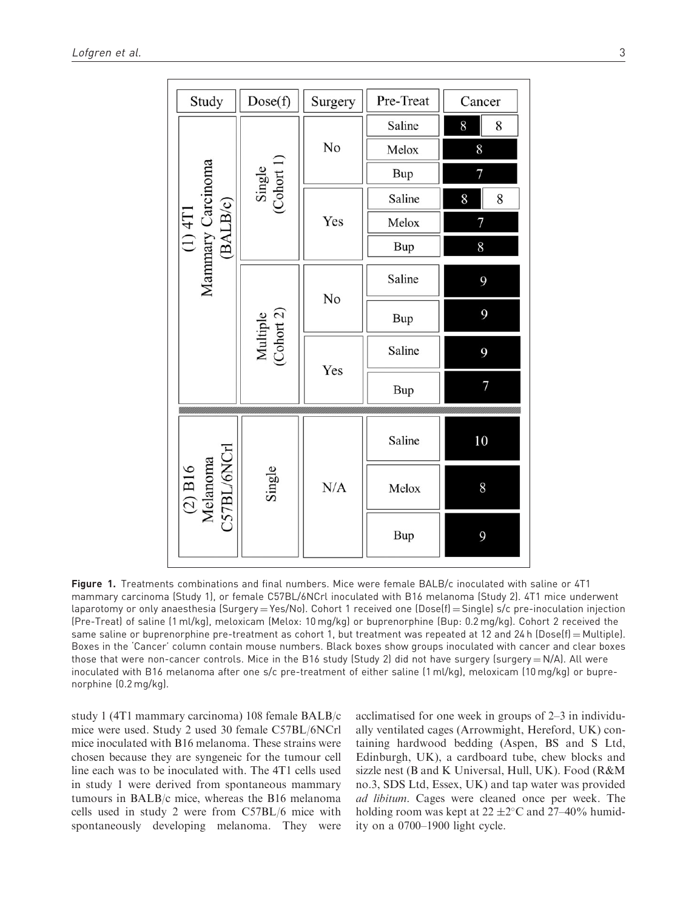| Study | Dose(f) | Surgery | Pre-Treat | Cancer | |
|---|---|---|---|---|---|
| (1) 4T1 Mammary Carcinoma (BALB/c) | Single (Cohort 1) | No | Saline | 8 | 8 |
| | | | Melox | 8 | |
| | | | Bup | 7 | |
| | | Yes | Saline | 8 | 8 |
| | | | Melox | 7 | |
| | | | Bup | 8 | |
| | Multiple (Cohort 2) | No | Saline | 9 | |
| | | | Bup | 9 | |
| | | Yes | Saline | 9 | |
| | | | Bup | 7 | |
| (2) B16 Melanoma C57BL/6NCrl | Single | N/A | Saline | 10 | |
| | | | Melox | 8 | |
| | | | Bup | 9 | |

**Figure 1.** Treatments combinations and final numbers. Mice were female BALB/c inoculated with saline or 4T1 mammary carcinoma (Study 1), or female C57BL/6NCrl inoculated with B16 melanoma (Study 2). 4T1 mice underwent laparotomy or only anaesthesia (Surgery = Yes/No). Cohort 1 received one (Dose(f) = Single) s/c pre-inoculation injection (Pre-Treat) of saline (1 ml/kg), meloxicam (Melox: 10 mg/kg) or buprenorphine (Bup: 0.2 mg/kg). Cohort 2 received the same saline or buprenorphine pre-treatment as cohort 1, but treatment was repeated at 12 and 24 h (Dose(f) = Multiple). Boxes in the 'Cancer' column contain mouse numbers. Black boxes show groups inoculated with cancer and clear boxes those that were non-cancer controls. Mice in the B16 study (Study 2) did not have surgery (surgery = N/A). All were inoculated with B16 melanoma after one s/c pre-treatment of either saline (1 ml/kg), meloxicam (10 mg/kg) or buprenorphine (0.2 mg/kg).

study 1 (4T1 mammary carcinoma) 108 female BALB/c mice were used. Study 2 used 30 female C57BL/6NCrl mice inoculated with B16 melanoma. These strains were chosen because they are syngeneic for the tumour cell line each was to be inoculated with. The 4T1 cells used in study 1 were derived from spontaneous mammary tumours in BALB/c mice, whereas the B16 melanoma cells used in study 2 were from C57BL/6 mice with spontaneously developing melanoma. They were acclimatised for one week in groups of 2–3 in individually ventilated cages (Arrowmight, Hereford, UK) containing hardwood bedding (Aspen, BS and S Ltd, Edinburgh, UK), a cardboard tube, chew blocks and sizzle nest (B and K Universal, Hull, UK). Food (R&M no.3, SDS Ltd, Essex, UK) and tap water was provided *ad libitum*. Cages were cleaned once per week. The holding room was kept at 22 ±2°C and 27–40% humidity on a 0700–1900 light cycle.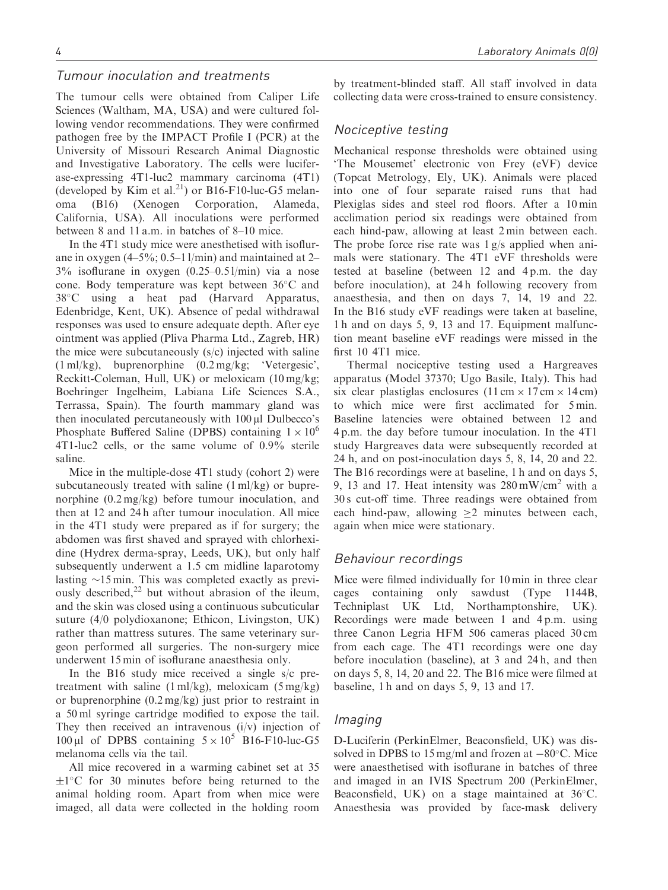### Tumour inoculation and treatments

The tumour cells were obtained from Caliper Life Sciences (Waltham, MA, USA) and were cultured following vendor recommendations. They were confirmed pathogen free by the IMPACT Profile I (PCR) at the University of Missouri Research Animal Diagnostic and Investigative Laboratory. The cells were luciferase-expressing 4T1-luc2 mammary carcinoma (4T1) (developed by Kim et al.[21]) or B16-F10-luc-G5 melanoma (B16) (Xenogen Corporation, Alameda, California, USA). All inoculations were performed between 8 and 11 a.m. in batches of 8–10 mice.

In the 4T1 study mice were anesthetised with isoflurane in oxygen (4–5%; 0.5–1 l/min) and maintained at 2–3% isoflurane in oxygen (0.25–0.5 l/min) via a nose cone. Body temperature was kept between 36°C and 38°C using a heat pad (Harvard Apparatus, Edenbridge, Kent, UK). Absence of pedal withdrawal responses was used to ensure adequate depth. After eye ointment was applied (Pliva Pharma Ltd., Zagreb, HR) the mice were subcutaneously (s/c) injected with saline (1 ml/kg), buprenorphine (0.2 mg/kg; 'Vetergesic', Reckitt-Coleman, Hull, UK) or meloxicam (10 mg/kg; Boehringer Ingelheim, Labiana Life Sciences S.A., Terrassa, Spain). The fourth mammary gland was then inoculated percutaneously with 100 µl Dulbecco's Phosphate Buffered Saline (DPBS) containing $1 \times 10^6$ 4T1-luc2 cells, or the same volume of 0.9% sterile saline.

Mice in the multiple-dose 4T1 study (cohort 2) were subcutaneously treated with saline (1 ml/kg) or buprenorphine (0.2 mg/kg) before tumour inoculation, and then at 12 and 24 h after tumour inoculation. All mice in the 4T1 study were prepared as if for surgery; the abdomen was first shaved and sprayed with chlorhexidine (Hydrex derma-spray, Leeds, UK), but only half subsequently underwent a 1.5 cm midline laparotomy lasting ~15 min. This was completed exactly as previously described,[22] but without abrasion of the ileum, and the skin was closed using a continuous subcuticular suture (4/0 polydioxanone; Ethicon, Livingston, UK) rather than mattress sutures. The same veterinary surgeon performed all surgeries. The non-surgery mice underwent 15 min of isoflurane anaesthesia only.

In the B16 study mice received a single s/c pretreatment with saline (1 ml/kg), meloxicam (5 mg/kg) or buprenorphine (0.2 mg/kg) just prior to restraint in a 50 ml syringe cartridge modified to expose the tail. They then received an intravenous (i/v) injection of 100 µl of DPBS containing $5 \times 10^5$ B16-F10-luc-G5 melanoma cells via the tail.

All mice recovered in a warming cabinet set at 35 ±1°C for 30 minutes before being returned to the animal holding room. Apart from when mice were imaged, all data were collected in the holding room by treatment-blinded staff. All staff involved in data collecting data were cross-trained to ensure consistency.

### Nociceptive testing

Mechanical response thresholds were obtained using 'The Mousemet' electronic von Frey (eVF) device (Topcat Metrology, Ely, UK). Animals were placed into one of four separate raised runs that had Plexiglas sides and steel rod floors. After a 10 min acclimation period six readings were obtained from each hind-paw, allowing at least 2 min between each. The probe force rise rate was 1 g/s applied when animals were stationary. The 4T1 eVF thresholds were tested at baseline (between 12 and 4 p.m. the day before inoculation), at 24 h following recovery from anaesthesia, and then on days 7, 14, 19 and 22. In the B16 study eVF readings were taken at baseline, 1 h and on days 5, 9, 13 and 17. Equipment malfunction meant baseline eVF readings were missed in the first 10 4T1 mice.

Thermal nociceptive testing used a Hargreaves apparatus (Model 37370; Ugo Basile, Italy). This had six clear plastiglas enclosures (11 cm × 17 cm × 14 cm) to which mice were first acclimated for 5 min. Baseline latencies were obtained between 12 and 4 p.m. the day before tumour inoculation. In the 4T1 study Hargreaves data were subsequently recorded at 24 h, and on post-inoculation days 5, 8, 14, 20 and 22. The B16 recordings were at baseline, 1 h and on days 5, 9, 13 and 17. Heat intensity was 280 mW/cm$^2$ with a 30 s cut-off time. Three readings were obtained from each hind-paw, allowing ≥2 minutes between each, again when mice were stationary.

### Behaviour recordings

Mice were filmed individually for 10 min in three clear cages containing only sawdust (Type 1144B, Techniplast UK Ltd, Northamptonshire, UK). Recordings were made between 1 and 4 p.m. using three Canon Legria HFM 506 cameras placed 30 cm from each cage. The 4T1 recordings were one day before inoculation (baseline), at 3 and 24 h, and then on days 5, 8, 14, 20 and 22. The B16 mice were filmed at baseline, 1 h and on days 5, 9, 13 and 17.

### Imaging

D-Luciferin (PerkinElmer, Beaconsfield, UK) was dissolved in DPBS to 15 mg/ml and frozen at −80°C. Mice were anaesthetised with isoflurane in batches of three and imaged in an IVIS Spectrum 200 (PerkinElmer, Beaconsfield, UK) on a stage maintained at 36°C. Anaesthesia was provided by face-mask delivery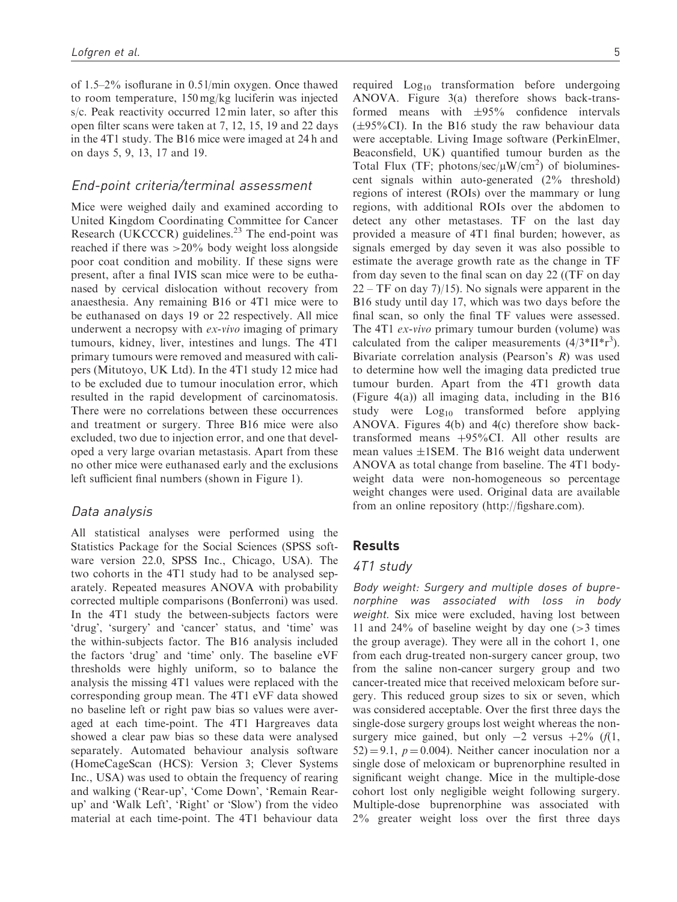of 1.5–2% isoflurane in 0.5 l/min oxygen. Once thawed to room temperature, 150 mg/kg luciferin was injected s/c. Peak reactivity occurred 12 min later, so after this open filter scans were taken at 7, 12, 15, 19 and 22 days in the 4T1 study. The B16 mice were imaged at 24 h and on days 5, 9, 13, 17 and 19.

### *End-point criteria/terminal assessment*

Mice were weighed daily and examined according to United Kingdom Coordinating Committee for Cancer Research (UKCCCR) guidelines.[23] The end-point was reached if there was >20% body weight loss alongside poor coat condition and mobility. If these signs were present, after a final IVIS scan mice were to be euthanased by cervical dislocation without recovery from anaesthesia. Any remaining B16 or 4T1 mice were to be euthanased on days 19 or 22 respectively. All mice underwent a necropsy with *ex-vivo* imaging of primary tumours, kidney, liver, intestines and lungs. The 4T1 primary tumours were removed and measured with calipers (Mitutoyo, UK Ltd). In the 4T1 study 12 mice had to be excluded due to tumour inoculation error, which resulted in the rapid development of carcinomatosis. There were no correlations between these occurrences and treatment or surgery. Three B16 mice were also excluded, two due to injection error, and one that developed a very large ovarian metastasis. Apart from these no other mice were euthanased early and the exclusions left sufficient final numbers (shown in Figure 1).

### *Data analysis*

All statistical analyses were performed using the Statistics Package for the Social Sciences (SPSS software version 22.0, SPSS Inc., Chicago, USA). The two cohorts in the 4T1 study had to be analysed separately. Repeated measures ANOVA with probability corrected multiple comparisons (Bonferroni) was used. In the 4T1 study the between-subjects factors were 'drug', 'surgery' and 'cancer' status, and 'time' was the within-subjects factor. The B16 analysis included the factors 'drug' and 'time' only. The baseline eVF thresholds were highly uniform, so to balance the analysis the missing 4T1 values were replaced with the corresponding group mean. The 4T1 eVF data showed no baseline left or right paw bias so values were averaged at each time-point. The 4T1 Hargreaves data showed a clear paw bias so these data were analysed separately. Automated behaviour analysis software (HomeCageScan (HCS): Version 3; Clever Systems Inc., USA) was used to obtain the frequency of rearing and walking ('Rear-up', 'Come Down', 'Remain Rear-up' and 'Walk Left', 'Right' or 'Slow') from the video material at each time-point. The 4T1 behaviour data required $Log_{10}$ transformation before undergoing ANOVA. Figure 3(a) therefore shows back-transformed means with ±95% confidence intervals (±95%CI). In the B16 study the raw behaviour data were acceptable. Living Image software (PerkinElmer, Beaconsfield, UK) quantified tumour burden as the Total Flux (TF; photons/sec/$\mu W/cm^2$) of bioluminescent signals within auto-generated (2% threshold) regions of interest (ROIs) over the mammary or lung regions, with additional ROIs over the abdomen to detect any other metastases. TF on the last day provided a measure of 4T1 final burden; however, as signals emerged by day seven it was also possible to estimate the average growth rate as the change in TF from day seven to the final scan on day 22 ((TF on day 22 – TF on day 7)/15). No signals were apparent in the B16 study until day 17, which was two days before the final scan, so only the final TF values were assessed. The 4T1 *ex-vivo* primary tumour burden (volume) was calculated from the caliper measurements ($4/3*\Pi*r^3$). Bivariate correlation analysis (Pearson's *R*) was used to determine how well the imaging data predicted true tumour burden. Apart from the 4T1 growth data (Figure 4(a)) all imaging data, including in the B16 study were $Log_{10}$ transformed before applying ANOVA. Figures 4(b) and 4(c) therefore show back-transformed means +95%CI. All other results are mean values ±1SEM. The B16 weight data underwent ANOVA as total change from baseline. The 4T1 body-weight data were non-homogeneous so percentage weight changes were used. Original data are available from an online repository (http://figshare.com).

## Results

### *4T1 study*

*Body weight: Surgery and multiple doses of buprenorphine was associated with loss in body weight.* Six mice were excluded, having lost between 11 and 24% of baseline weight by day one (>3 times the group average). They were all in the cohort 1, one from each drug-treated non-surgery cancer group, two from the saline non-cancer surgery group and two cancer-treated mice that received meloxicam before surgery. This reduced group sizes to six or seven, which was considered acceptable. Over the first three days the single-dose surgery groups lost weight whereas the non-surgery mice gained, but only −2 versus +2% ($f(1, 52) = 9.1$, $p = 0.004$). Neither cancer inoculation nor a single dose of meloxicam or buprenorphine resulted in significant weight change. Mice in the multiple-dose cohort lost only negligible weight following surgery. Multiple-dose buprenorphine was associated with 2% greater weight loss over the first three days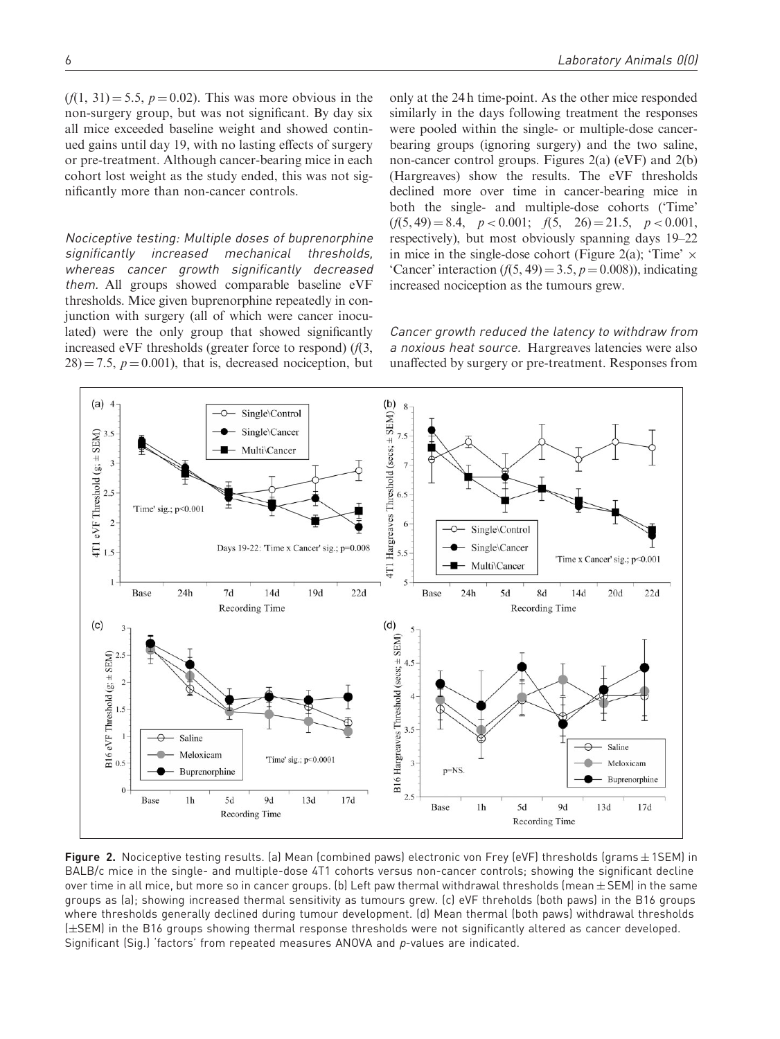($f(1, 31) = 5.5$, $p = 0.02$). This was more obvious in the non-surgery group, but was not significant. By day six all mice exceeded baseline weight and showed continued gains until day 19, with no lasting effects of surgery or pre-treatment. Although cancer-bearing mice in each cohort lost weight as the study ended, this was not significantly more than non-cancer controls.

*Nociceptive testing: Multiple doses of buprenorphine significantly increased mechanical thresholds, whereas cancer growth significantly decreased them.* All groups showed comparable baseline eVF thresholds. Mice given buprenorphine repeatedly in conjunction with surgery (all of which were cancer inoculated) were the only group that showed significantly increased eVF thresholds (greater force to respond) ($f(3, 28) = 7.5$, $p = 0.001$), that is, decreased nociception, but only at the 24 h time-point. As the other mice responded similarly in the days following treatment the responses were pooled within the single- or multiple-dose cancer-bearing groups (ignoring surgery) and the two saline, non-cancer control groups. Figures 2(a) (eVF) and 2(b) (Hargreaves) show the results. The eVF thresholds declined more over time in cancer-bearing mice in both the single- and multiple-dose cohorts ('Time' ($f(5, 49) = 8.4$, $p < 0.001$; $f(5, 26) = 21.5$, $p < 0.001$, respectively), but most obviously spanning days 19–22 in mice in the single-dose cohort (Figure 2(a); 'Time' × 'Cancer' interaction ($f(5, 49) = 3.5$, $p = 0.008$)), indicating increased nociception as the tumours grew.

*Cancer growth reduced the latency to withdraw from a noxious heat source.* Hargreaves latencies were also unaffected by surgery or pre-treatment. Responses from

**Figure 2.** Nociceptive testing results. (a) Mean (combined paws) electronic von Frey (eVF) thresholds (grams ± 1SEM) in BALB/c mice in the single- and multiple-dose 4T1 cohorts versus non-cancer controls; showing the significant decline over time in all mice, but more so in cancer groups. (b) Left paw thermal withdrawal thresholds (mean ± SEM) in the same groups as (a); showing increased thermal sensitivity as tumours grew. (c) eVF threholds (both paws) in the B16 groups where thresholds generally declined during tumour development. (d) Mean thermal (both paws) withdrawal thresholds (±SEM) in the B16 groups showing thermal response thresholds were not significantly altered as cancer developed. Significant (Sig.) 'factors' from repeated measures ANOVA and *p*-values are indicated.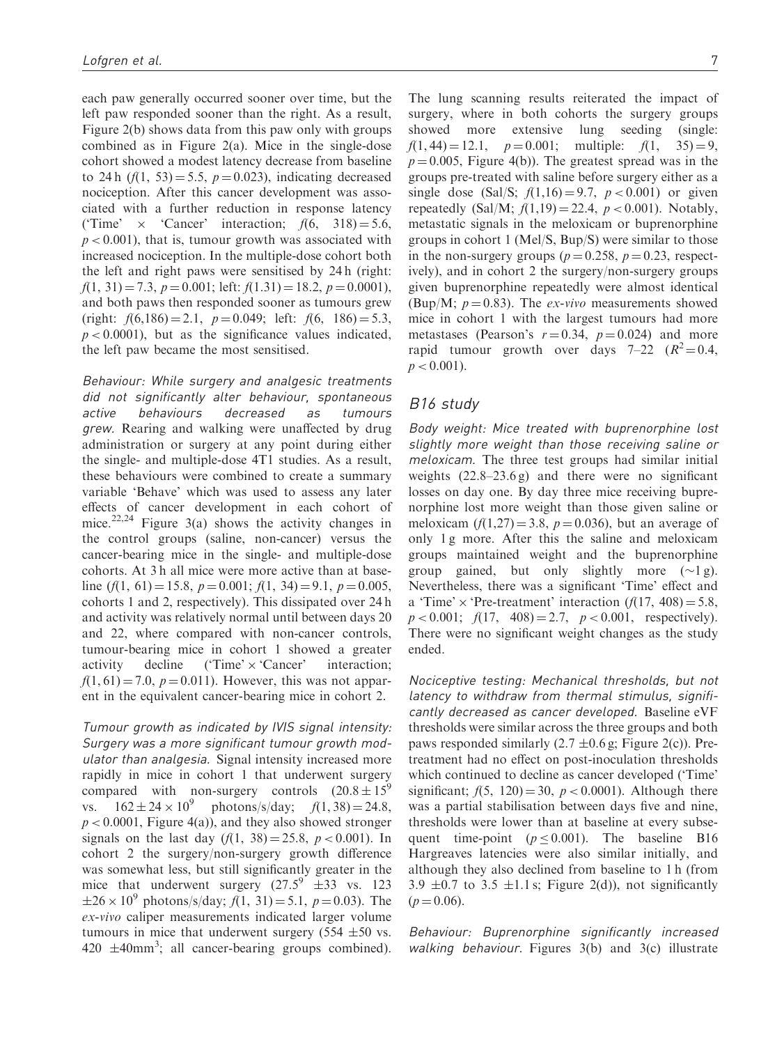each paw generally occurred sooner over time, but the left paw responded sooner than the right. As a result, Figure 2(b) shows data from this paw only with groups combined as in Figure 2(a). Mice in the single-dose cohort showed a modest latency decrease from baseline to 24 h ($f(1, 53) = 5.5$, $p = 0.023$), indicating decreased nociception. After this cancer development was associated with a further reduction in response latency ('Time' × 'Cancer' interaction; $f(6, 318) = 5.6$, $p < 0.001$), that is, tumour growth was associated with increased nociception. In the multiple-dose cohort both the left and right paws were sensitised by 24 h (right: $f(1, 31) = 7.3$, $p = 0.001$; left: $f(1.31) = 18.2$, $p = 0.0001$), and both paws then responded sooner as tumours grew (right: $f(6,186) = 2.1$, $p = 0.049$; left: $f(6, 186) = 5.3$, $p < 0.0001$), but as the significance values indicated, the left paw became the most sensitised.

*Behaviour: While surgery and analgesic treatments did not significantly alter behaviour, spontaneous active behaviours decreased as tumours grew.* Rearing and walking were unaffected by drug administration or surgery at any point during either the single- and multiple-dose 4T1 studies. As a result, these behaviours were combined to create a summary variable 'Behave' which was used to assess any later effects of cancer development in each cohort of mice.[22,24] Figure 3(a) shows the activity changes in the control groups (saline, non-cancer) versus the cancer-bearing mice in the single- and multiple-dose cohorts. At 3 h all mice were more active than at baseline ($f(1, 61) = 15.8$, $p = 0.001$; $f(1, 34) = 9.1$, $p = 0.005$, cohorts 1 and 2, respectively). This dissipated over 24 h and activity was relatively normal until between days 20 and 22, where compared with non-cancer controls, tumour-bearing mice in cohort 1 showed a greater activity decline ('Time' × 'Cancer' interaction; $f(1, 61) = 7.0$, $p = 0.011$). However, this was not apparent in the equivalent cancer-bearing mice in cohort 2.

*Tumour growth as indicated by IVIS signal intensity: Surgery was a more significant tumour growth modulator than analgesia.* Signal intensity increased more rapidly in mice in cohort 1 that underwent surgery compared with non-surgery controls ($20.8 \pm 15^9$ vs. $162 \pm 24 \times 10^9$ photons/s/day; $f(1, 38) = 24.8$, $p < 0.0001$, Figure 4(a)), and they also showed stronger signals on the last day ($f(1, 38) = 25.8$, $p < 0.001$). In cohort 2 the surgery/non-surgery growth difference was somewhat less, but still significantly greater in the mice that underwent surgery ($27.5^9$ $\pm 33$ vs. 123 $\pm 26 \times 10^9$ photons/s/day; $f(1, 31) = 5.1$, $p = 0.03$). The *ex-vivo* caliper measurements indicated larger volume tumours in mice that underwent surgery (554 $\pm 50$ vs. 420 $\pm 40 mm^3$; all cancer-bearing groups combined). The lung scanning results reiterated the impact of surgery, where in both cohorts the surgery groups showed more extensive lung seeding (single: $f(1, 44) = 12.1$, $p = 0.001$; multiple: $f(1, 35) = 9$, $p = 0.005$, Figure 4(b)). The greatest spread was in the groups pre-treated with saline before surgery either as a single dose (Sal/S; $f(1,16) = 9.7$, $p < 0.001$) or given repeatedly (Sal/M; $f(1,19) = 22.4$, $p < 0.001$). Notably, metastatic signals in the meloxicam or buprenorphine groups in cohort 1 (Mel/S, Bup/S) were similar to those in the non-surgery groups ($p = 0.258$, $p = 0.23$, respectively), and in cohort 2 the surgery/non-surgery groups given buprenorphine repeatedly were almost identical (Bup/M; $p = 0.83$). The *ex-vivo* measurements showed mice in cohort 1 with the largest tumours had more metastases (Pearson's $r = 0.34$, $p = 0.024$) and more rapid tumour growth over days 7–22 ($R^2 = 0.4$, $p < 0.001$).

## B16 study

*Body weight: Mice treated with buprenorphine lost slightly more weight than those receiving saline or meloxicam.* The three test groups had similar initial weights (22.8–23.6 g) and there were no significant losses on day one. By day three mice receiving buprenorphine lost more weight than those given saline or meloxicam ($f(1,27) = 3.8$, $p = 0.036$), but an average of only 1 g more. After this the saline and meloxicam groups maintained weight and the buprenorphine group gained, but only slightly more (~1 g). Nevertheless, there was a significant 'Time' effect and a 'Time' × 'Pre-treatment' interaction ($f(17, 408) = 5.8$, $p < 0.001$; $f(17, 408) = 2.7$, $p < 0.001$, respectively). There were no significant weight changes as the study ended.

*Nociceptive testing: Mechanical thresholds, but not latency to withdraw from thermal stimulus, significantly decreased as cancer developed.* Baseline eVF thresholds were similar across the three groups and both paws responded similarly (2.7 $\pm 0.6$ g; Figure 2(c)). Pre-treatment had no effect on post-inoculation thresholds which continued to decline as cancer developed ('Time' significant; $f(5, 120) = 30$, $p < 0.0001$). Although there was a partial stabilisation between days five and nine, thresholds were lower than at baseline at every subsequent time-point ($p \leq 0.001$). The baseline B16 Hargreaves latencies were also similar initially, and although they also declined from baseline to 1 h (from 3.9 $\pm 0.7$ to 3.5 $\pm 1.1$ s; Figure 2(d)), not significantly ($p = 0.06$).

*Behaviour: Buprenorphine significantly increased walking behaviour.* Figures 3(b) and 3(c) illustrate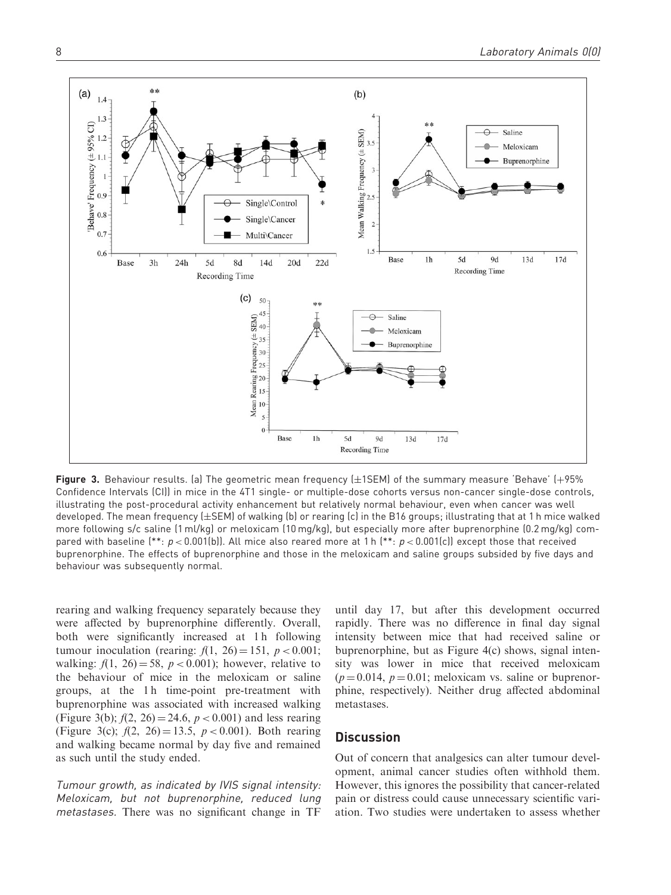**Figure 3.** Behaviour results. (a) The geometric mean frequency (±1SEM) of the summary measure 'Behave' (+95% Confidence Intervals (CI)) in mice in the 4T1 single- or multiple-dose cohorts versus non-cancer single-dose controls, illustrating the post-procedural activity enhancement but relatively normal behaviour, even when cancer was well developed. The mean frequency (±SEM) of walking (b) or rearing (c) in the B16 groups; illustrating that at 1 h mice walked more following s/c saline (1 ml/kg) or meloxicam (10 mg/kg), but especially more after buprenorphine (0.2 mg/kg) compared with baseline (**: $p < 0.001$(b)). All mice also reared more at 1 h (**: $p < 0.001$(c)) except those that received buprenorphine. The effects of buprenorphine and those in the meloxicam and saline groups subsided by five days and behaviour was subsequently normal.

rearing and walking frequency separately because they were affected by buprenorphine differently. Overall, both were significantly increased at 1 h following tumour inoculation (rearing: $f(1, 26) = 151$, $p < 0.001$; walking: $f(1, 26) = 58$, $p < 0.001$); however, relative to the behaviour of mice in the meloxicam or saline groups, at the 1 h time-point pre-treatment with buprenorphine was associated with increased walking (Figure 3(b); $f(2, 26) = 24.6$, $p < 0.001$) and less rearing (Figure 3(c); $f(2, 26) = 13.5$, $p < 0.001$). Both rearing and walking became normal by day five and remained as such until the study ended.

*Tumour growth, as indicated by IVIS signal intensity: Meloxicam, but not buprenorphine, reduced lung metastases.* There was no significant change in TF until day 17, but after this development occurred rapidly. There was no difference in final day signal intensity between mice that had received saline or buprenorphine, but as Figure 4(c) shows, signal intensity was lower in mice that received meloxicam ($p = 0.014$, $p = 0.01$; meloxicam vs. saline or buprenorphine, respectively). Neither drug affected abdominal metastases.

## Discussion

Out of concern that analgesics can alter tumour development, animal cancer studies often withhold them. However, this ignores the possibility that cancer-related pain or distress could cause unnecessary scientific variation. Two studies were undertaken to assess whether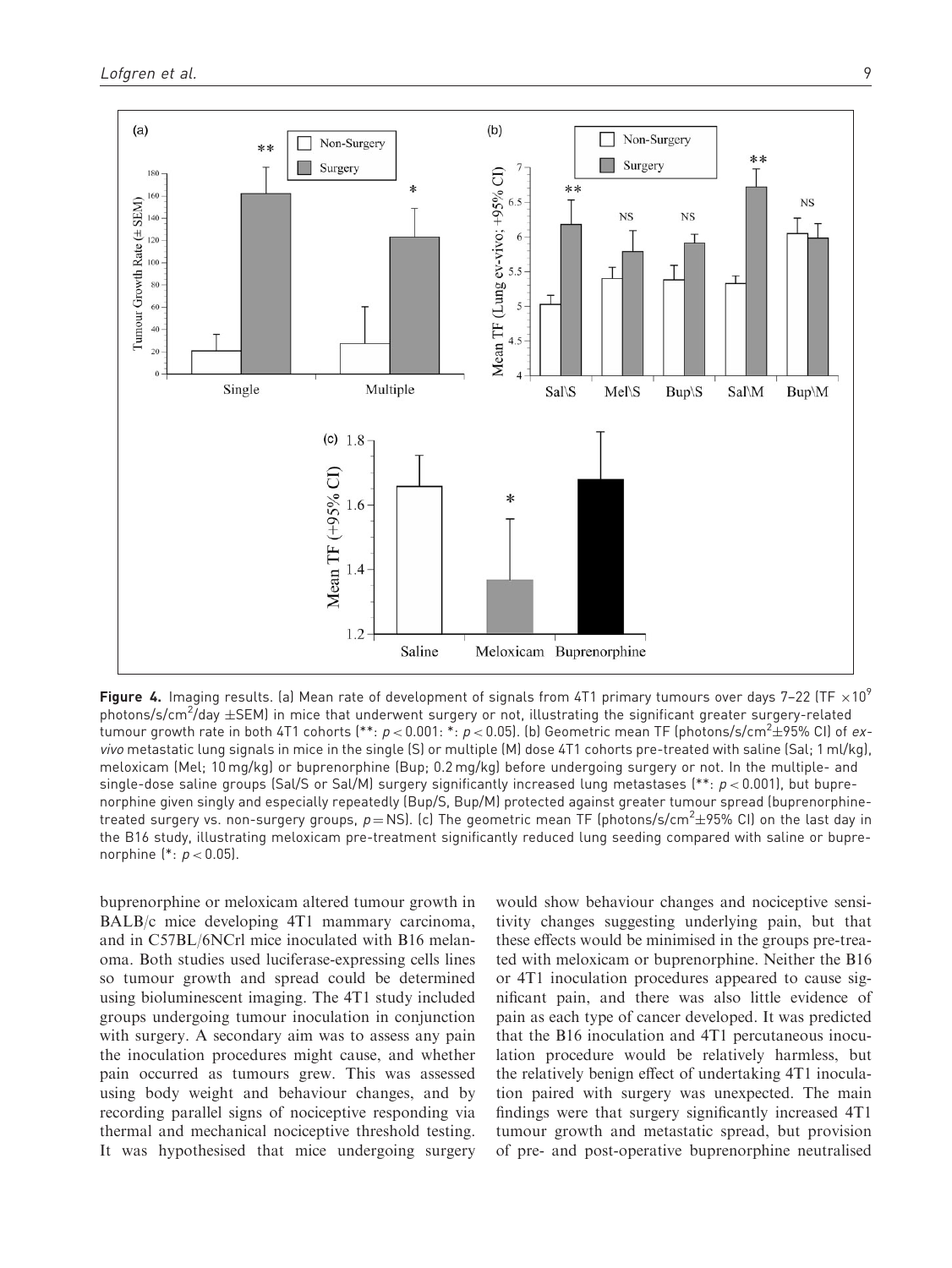**Figure 4.** Imaging results. (a) Mean rate of development of signals from 4T1 primary tumours over days 7–22 (TF $\times 10^9$ photons/s/cm$^2$/day $\pm$SEM) in mice that underwent surgery or not, illustrating the significant greater surgery-related tumour growth rate in both 4T1 cohorts (**: $p < 0.001$: *: $p < 0.05$). (b) Geometric mean TF (photons/s/cm$^2$$\pm$95% CI) of *ex-vivo* metastatic lung signals in mice in the single (S) or multiple (M) dose 4T1 cohorts pre-treated with saline (Sal; 1 ml/kg), meloxicam (Mel; 10 mg/kg) or buprenorphine (Bup; 0.2 mg/kg) before undergoing surgery or not. In the multiple- and single-dose saline groups (Sal/S or Sal/M) surgery significantly increased lung metastases (**: $p < 0.001$), but buprenorphine given singly and especially repeatedly (Bup/S, Bup/M) protected against greater tumour spread (buprenorphine-treated surgery vs. non-surgery groups, $p =$ NS). (c) The geometric mean TF (photons/s/cm$^2$$\pm$95% CI) on the last day in the B16 study, illustrating meloxicam pre-treatment significantly reduced lung seeding compared with saline or buprenorphine (*: $p < 0.05$).

buprenorphine or meloxicam altered tumour growth in BALB/c mice developing 4T1 mammary carcinoma, and in C57BL/6NCrl mice inoculated with B16 melanoma. Both studies used luciferase-expressing cells lines so tumour growth and spread could be determined using bioluminescent imaging. The 4T1 study included groups undergoing tumour inoculation in conjunction with surgery. A secondary aim was to assess any pain the inoculation procedures might cause, and whether pain occurred as tumours grew. This was assessed using body weight and behaviour changes, and by recording parallel signs of nociceptive responding via thermal and mechanical nociceptive threshold testing. It was hypothesised that mice undergoing surgery would show behaviour changes and nociceptive sensitivity changes suggesting underlying pain, but that these effects would be minimised in the groups pre-treated with meloxicam or buprenorphine. Neither the B16 or 4T1 inoculation procedures appeared to cause significant pain, and there was also little evidence of pain as each type of cancer developed. It was predicted that the B16 inoculation and 4T1 percutaneous inoculation procedure would be relatively harmless, but the relatively benign effect of undertaking 4T1 inoculation paired with surgery was unexpected. The main findings were that surgery significantly increased 4T1 tumour growth and metastatic spread, but provision of pre- and post-operative buprenorphine neutralised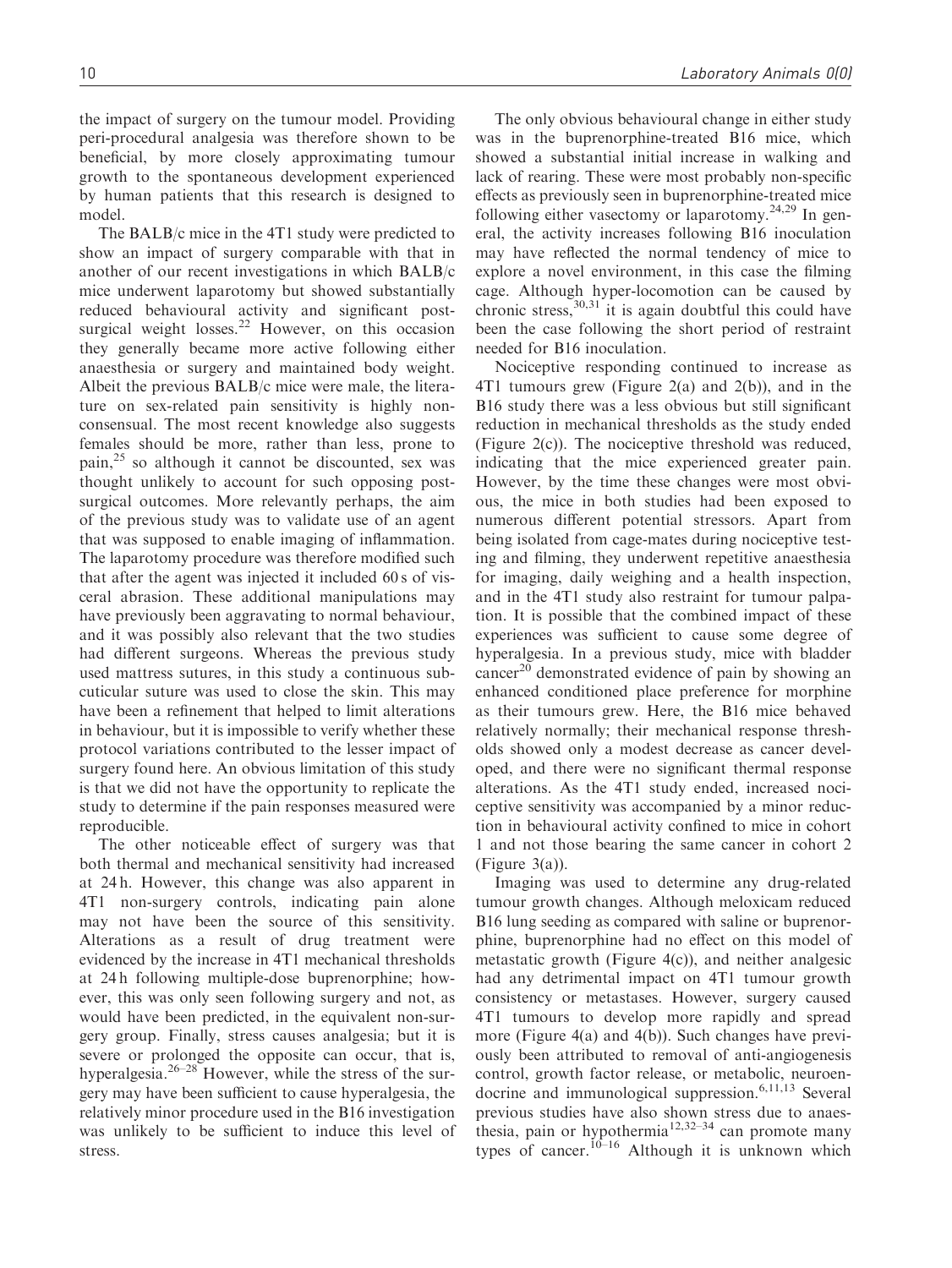the impact of surgery on the tumour model. Providing peri-procedural analgesia was therefore shown to be beneficial, by more closely approximating tumour growth to the spontaneous development experienced by human patients that this research is designed to model.

The BALB/c mice in the 4T1 study were predicted to show an impact of surgery comparable with that in another of our recent investigations in which BALB/c mice underwent laparotomy but showed substantially reduced behavioural activity and significant post-surgical weight losses.[22] However, on this occasion they generally became more active following either anaesthesia or surgery and maintained body weight. Albeit the previous BALB/c mice were male, the literature on sex-related pain sensitivity is highly non-consensual. The most recent knowledge also suggests females should be more, rather than less, prone to pain,[25] so although it cannot be discounted, sex was thought unlikely to account for such opposing post-surgical outcomes. More relevantly perhaps, the aim of the previous study was to validate use of an agent that was supposed to enable imaging of inflammation. The laparotomy procedure was therefore modified such that after the agent was injected it included 60 s of visceral abrasion. These additional manipulations may have previously been aggravating to normal behaviour, and it was possibly also relevant that the two studies had different surgeons. Whereas the previous study used mattress sutures, in this study a continuous subcuticular suture was used to close the skin. This may have been a refinement that helped to limit alterations in behaviour, but it is impossible to verify whether these protocol variations contributed to the lesser impact of surgery found here. An obvious limitation of this study is that we did not have the opportunity to replicate the study to determine if the pain responses measured were reproducible.

The other noticeable effect of surgery was that both thermal and mechanical sensitivity had increased at 24 h. However, this change was also apparent in 4T1 non-surgery controls, indicating pain alone may not have been the source of this sensitivity. Alterations as a result of drug treatment were evidenced by the increase in 4T1 mechanical thresholds at 24 h following multiple-dose buprenorphine; however, this was only seen following surgery and not, as would have been predicted, in the equivalent non-surgery group. Finally, stress causes analgesia; but it is severe or prolonged the opposite can occur, that is, hyperalgesia.[26–28] However, while the stress of the surgery may have been sufficient to cause hyperalgesia, the relatively minor procedure used in the B16 investigation was unlikely to be sufficient to induce this level of stress.

The only obvious behavioural change in either study was in the buprenorphine-treated B16 mice, which showed a substantial initial increase in walking and lack of rearing. These were most probably non-specific effects as previously seen in buprenorphine-treated mice following either vasectomy or laparotomy.[24,29] In general, the activity increases following B16 inoculation may have reflected the normal tendency of mice to explore a novel environment, in this case the filming cage. Although hyper-locomotion can be caused by chronic stress,[30,31] it is again doubtful this could have been the case following the short period of restraint needed for B16 inoculation.

Nociceptive responding continued to increase as 4T1 tumours grew (Figure 2(a) and 2(b)), and in the B16 study there was a less obvious but still significant reduction in mechanical thresholds as the study ended (Figure 2(c)). The nociceptive threshold was reduced, indicating that the mice experienced greater pain. However, by the time these changes were most obvious, the mice in both studies had been exposed to numerous different potential stressors. Apart from being isolated from cage-mates during nociceptive testing and filming, they underwent repetitive anaesthesia for imaging, daily weighing and a health inspection, and in the 4T1 study also restraint for tumour palpation. It is possible that the combined impact of these experiences was sufficient to cause some degree of hyperalgesia. In a previous study, mice with bladder cancer[20] demonstrated evidence of pain by showing an enhanced conditioned place preference for morphine as their tumours grew. Here, the B16 mice behaved relatively normally; their mechanical response thresholds showed only a modest decrease as cancer developed, and there were no significant thermal response alterations. As the 4T1 study ended, increased nociceptive sensitivity was accompanied by a minor reduction in behavioural activity confined to mice in cohort 1 and not those bearing the same cancer in cohort 2 (Figure 3(a)).

Imaging was used to determine any drug-related tumour growth changes. Although meloxicam reduced B16 lung seeding as compared with saline or buprenorphine, buprenorphine had no effect on this model of metastatic growth (Figure 4(c)), and neither analgesic had any detrimental impact on 4T1 tumour growth consistency or metastases. However, surgery caused 4T1 tumours to develop more rapidly and spread more (Figure 4(a) and 4(b)). Such changes have previously been attributed to removal of anti-angiogenesis control, growth factor release, or metabolic, neuroendocrine and immunological suppression.[6,11,13] Several previous studies have also shown stress due to anaesthesia, pain or hypothermia[12,32–34] can promote many types of cancer.[10–16] Although it is unknown which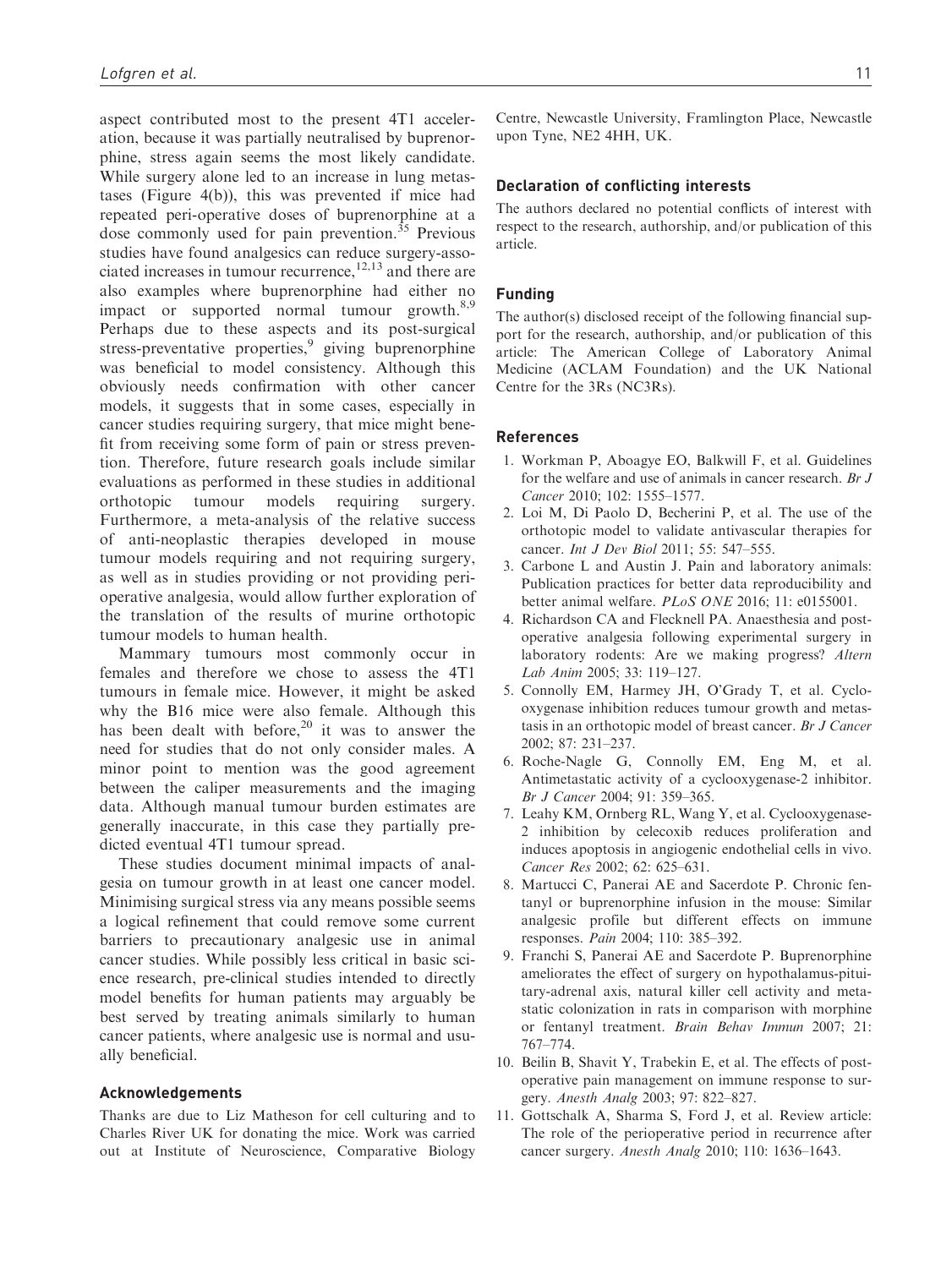aspect contributed most to the present 4T1 acceleration, because it was partially neutralised by buprenorphine, stress again seems the most likely candidate. While surgery alone led to an increase in lung metastases (Figure 4(b)), this was prevented if mice had repeated peri-operative doses of buprenorphine at a dose commonly used for pain prevention.[35] Previous studies have found analgesics can reduce surgery-associated increases in tumour recurrence,[12,13] and there are also examples where buprenorphine had either no impact or supported normal tumour growth.[8,9] Perhaps due to these aspects and its post-surgical stress-preventative properties,[9] giving buprenorphine was beneficial to model consistency. Although this obviously needs confirmation with other cancer models, it suggests that in some cases, especially in cancer studies requiring surgery, that mice might benefit from receiving some form of pain or stress prevention. Therefore, future research goals include similar evaluations as performed in these studies in additional orthotopic tumour models requiring surgery. Furthermore, a meta-analysis of the relative success of anti-neoplastic therapies developed in mouse tumour models requiring and not requiring surgery, as well as in studies providing or not providing peri-operative analgesia, would allow further exploration of the translation of the results of murine orthotopic tumour models to human health.

Mammary tumours most commonly occur in females and therefore we chose to assess the 4T1 tumours in female mice. However, it might be asked why the B16 mice were also female. Although this has been dealt with before,[20] it was to answer the need for studies that do not only consider males. A minor point to mention was the good agreement between the caliper measurements and the imaging data. Although manual tumour burden estimates are generally inaccurate, in this case they partially predicted eventual 4T1 tumour spread.

These studies document minimal impacts of analgesia on tumour growth in at least one cancer model. Minimising surgical stress via any means possible seems a logical refinement that could remove some current barriers to precautionary analgesic use in animal cancer studies. While possibly less critical in basic science research, pre-clinical studies intended to directly model benefits for human patients may arguably be best served by treating animals similarly to human cancer patients, where analgesic use is normal and usually beneficial.

## Acknowledgements

Thanks are due to Liz Matheson for cell culturing and to Charles River UK for donating the mice. Work was carried out at Institute of Neuroscience, Comparative Biology Centre, Newcastle University, Framlington Place, Newcastle upon Tyne, NE2 4HH, UK.

## Declaration of conflicting interests

The authors declared no potential conflicts of interest with respect to the research, authorship, and/or publication of this article.

## Funding

The author(s) disclosed receipt of the following financial support for the research, authorship, and/or publication of this article: The American College of Laboratory Animal Medicine (ACLAM Foundation) and the UK National Centre for the 3Rs (NC3Rs).

## References

1. Workman P, Aboagye EO, Balkwill F, et al. Guidelines for the welfare and use of animals in cancer research. *Br J Cancer* 2010; 102: 1555–1577.
2. Loi M, Di Paolo D, Becherini P, et al. The use of the orthotopic model to validate antivascular therapies for cancer. *Int J Dev Biol* 2011; 55: 547–555.
3. Carbone L and Austin J. Pain and laboratory animals: Publication practices for better data reproducibility and better animal welfare. *PLoS ONE* 2016; 11: e0155001.
4. Richardson CA and Flecknell PA. Anaesthesia and post-operative analgesia following experimental surgery in laboratory rodents: Are we making progress? *Altern Lab Anim* 2005; 33: 119–127.
5. Connolly EM, Harmey JH, O'Grady T, et al. Cyclo-oxygenase inhibition reduces tumour growth and metastasis in an orthotopic model of breast cancer. *Br J Cancer* 2002; 87: 231–237.
6. Roche-Nagle G, Connolly EM, Eng M, et al. Antimetastatic activity of a cyclooxygenase-2 inhibitor. *Br J Cancer* 2004; 91: 359–365.
7. Leahy KM, Ornberg RL, Wang Y, et al. Cyclooxygenase-2 inhibition by celecoxib reduces proliferation and induces apoptosis in angiogenic endothelial cells in vivo. *Cancer Res* 2002; 62: 625–631.
8. Martucci C, Panerai AE and Sacerdote P. Chronic fentanyl or buprenorphine infusion in the mouse: Similar analgesic profile but different effects on immune responses. *Pain* 2004; 110: 385–392.
9. Franchi S, Panerai AE and Sacerdote P. Buprenorphine ameliorates the effect of surgery on hypothalamus-pituitary-adrenal axis, natural killer cell activity and metastatic colonization in rats in comparison with morphine or fentanyl treatment. *Brain Behav Immun* 2007; 21: 767–774.
10. Beilin B, Shavit Y, Trabekin E, et al. The effects of post-operative pain management on immune response to surgery. *Anesth Analg* 2003; 97: 822–827.
11. Gottschalk A, Sharma S, Ford J, et al. Review article: The role of the perioperative period in recurrence after cancer surgery. *Anesth Analg* 2010; 110: 1636–1643.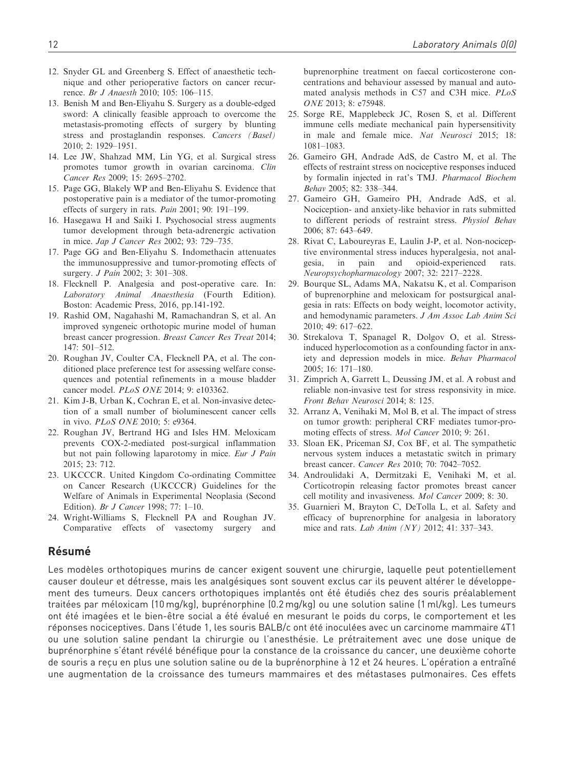12. Snyder GL and Greenberg S. Effect of anaesthetic technique and other perioperative factors on cancer recurrence. *Br J Anaesth* 2010; 105: 106–115.
13. Benish M and Ben-Eliyahu S. Surgery as a double-edged sword: A clinically feasible approach to overcome the metastasis-promoting effects of surgery by blunting stress and prostaglandin responses. *Cancers (Basel)* 2010; 2: 1929–1951.
14. Lee JW, Shahzad MM, Lin YG, et al. Surgical stress promotes tumor growth in ovarian carcinoma. *Clin Cancer Res* 2009; 15: 2695–2702.
15. Page GG, Blakely WP and Ben-Eliyahu S. Evidence that postoperative pain is a mediator of the tumor-promoting effects of surgery in rats. *Pain* 2001; 90: 191–199.
16. Hasegawa H and Saiki I. Psychosocial stress augments tumor development through beta-adrenergic activation in mice. *Jap J Cancer Res* 2002; 93: 729–735.
17. Page GG and Ben-Eliyahu S. Indomethacin attenuates the immunosuppressive and tumor-promoting effects of surgery. *J Pain* 2002; 3: 301–308.
18. Flecknell P. Analgesia and post-operative care. In: *Laboratory Animal Anaesthesia* (Fourth Edition). Boston: Academic Press, 2016, pp.141-192.
19. Rashid OM, Nagahashi M, Ramachandran S, et al. An improved syngeneic orthotopic murine model of human breast cancer progression. *Breast Cancer Res Treat* 2014; 147: 501–512.
20. Roughan JV, Coulter CA, Flecknell PA, et al. The conditioned place preference test for assessing welfare consequences and potential refinements in a mouse bladder cancer model. *PLoS ONE* 2014; 9: e103362.
21. Kim J-B, Urban K, Cochran E, et al. Non-invasive detection of a small number of bioluminescent cancer cells in vivo. *PLoS ONE* 2010; 5: e9364.
22. Roughan JV, Bertrand HG and Isles HM. Meloxicam prevents COX-2-mediated post-surgical inflammation but not pain following laparotomy in mice. *Eur J Pain* 2015; 23: 712.
23. UKCCCR. United Kingdom Co-ordinating Committee on Cancer Research (UKCCCR) Guidelines for the Welfare of Animals in Experimental Neoplasia (Second Edition). *Br J Cancer* 1998; 77: 1–10.
24. Wright-Williams S, Flecknell PA and Roughan JV. Comparative effects of vasectomy surgery and buprenorphine treatment on faecal corticosterone concentrations and behaviour assessed by manual and automated analysis methods in C57 and C3H mice. *PLoS ONE* 2013; 8: e75948.
25. Sorge RE, Mapplebeck JC, Rosen S, et al. Different immune cells mediate mechanical pain hypersensitivity in male and female mice. *Nat Neurosci* 2015; 18: 1081–1083.
26. Gameiro GH, Andrade AdS, de Castro M, et al. The effects of restraint stress on nociceptive responses induced by formalin injected in rat's TMJ. *Pharmacol Biochem Behav* 2005; 82: 338–344.
27. Gameiro GH, Gameiro PH, Andrade AdS, et al. Nociception- and anxiety-like behavior in rats submitted to different periods of restraint stress. *Physiol Behav* 2006; 87: 643–649.
28. Rivat C, Laboureyras E, Laulin J-P, et al. Non-nociceptive environmental stress induces hyperalgesia, not analgesia, in pain and opioid-experienced rats. *Neuropsychopharmacology* 2007; 32: 2217–2228.
29. Bourque SL, Adams MA, Nakatsu K, et al. Comparison of buprenorphine and meloxicam for postsurgical analgesia in rats: Effects on body weight, locomotor activity, and hemodynamic parameters. *J Am Assoc Lab Anim Sci* 2010; 49: 617–622.
30. Strekalova T, Spanagel R, Dolgov O, et al. Stress-induced hyperlocomotion as a confounding factor in anxiety and depression models in mice. *Behav Pharmacol* 2005; 16: 171–180.
31. Zimprich A, Garrett L, Deussing JM, et al. A robust and reliable non-invasive test for stress responsivity in mice. *Front Behav Neurosci* 2014; 8: 125.
32. Arranz A, Venihaki M, Mol B, et al. The impact of stress on tumor growth: peripheral CRF mediates tumor-promoting effects of stress. *Mol Cancer* 2010; 9: 261.
33. Sloan EK, Priceman SJ, Cox BF, et al. The sympathetic nervous system induces a metastatic switch in primary breast cancer. *Cancer Res* 2010; 70: 7042–7052.
34. Androulidaki A, Dermitzaki E, Venihaki M, et al. Corticotropin releasing factor promotes breast cancer cell motility and invasiveness. *Mol Cancer* 2009; 8: 30.
35. Guarnieri M, Brayton C, DeTolla L, et al. Safety and efficacy of buprenorphine for analgesia in laboratory mice and rats. *Lab Anim (NY)* 2012; 41: 337–343.

## Résumé

Les modèles orthotopiques murins de cancer exigent souvent une chirurgie, laquelle peut potentiellement causer douleur et détresse, mais les analgésiques sont souvent exclus car ils peuvent altérer le développement des tumeurs. Deux cancers orthotopiques implantés ont été étudiés chez des souris préalablement traitées par méloxicam (10 mg/kg), buprénorphine (0.2 mg/kg) ou une solution saline (1 ml/kg). Les tumeurs ont été imagées et le bien-être social a été évalué en mesurant le poids du corps, le comportement et les réponses nociceptives. Dans l'étude 1, les souris BALB/c ont été inoculées avec un carcinome mammaire 4T1 ou une solution saline pendant la chirurgie ou l'anesthésie. Le prétraitement avec une dose unique de buprénorphine s'étant révélé bénéfique pour la constance de la croissance du cancer, une deuxième cohorte de souris a reçu en plus une solution saline ou de la buprénorphine à 12 et 24 heures. L'opération a entraîné une augmentation de la croissance des tumeurs mammaires et des métastases pulmonaires. Ces effets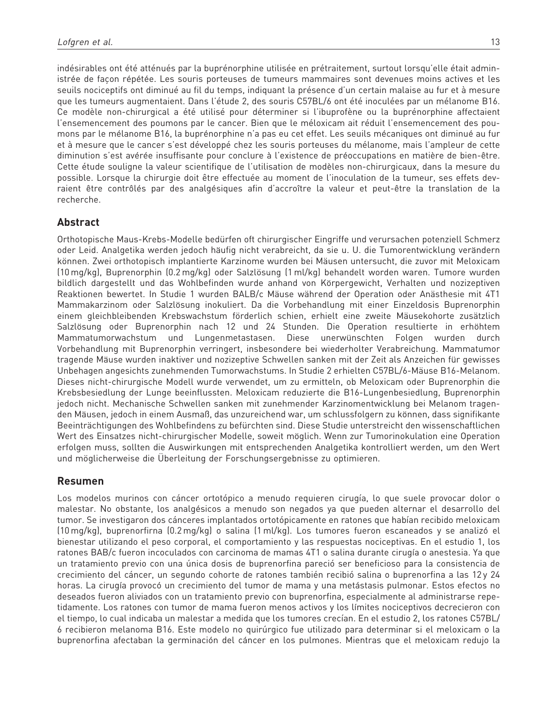indésirables ont été atténués par la buprénorphine utilisée en prétraitement, surtout lorsqu'elle était administrée de façon répétée. Les souris porteuses de tumeurs mammaires sont devenues moins actives et les seuils nociceptifs ont diminué au fil du temps, indiquant la présence d'un certain malaise au fur et à mesure que les tumeurs augmentaient. Dans l'étude 2, des souris C57BL/6 ont été inoculées par un mélanome B16. Ce modèle non-chirurgical a été utilisé pour déterminer si l'ibuprofène ou la buprénorphine affectaient l'ensemencement des poumons par le cancer. Bien que le méloxicam ait réduit l'ensemencement des poumons par le mélanome B16, la buprénorphine n'a pas eu cet effet. Les seuils mécaniques ont diminué au fur et à mesure que le cancer s'est développé chez les souris porteuses du mélanome, mais l'ampleur de cette diminution s'est avérée insuffisante pour conclure à l'existence de préoccupations en matière de bien-être. Cette étude souligne la valeur scientifique de l'utilisation de modèles non-chirurgicaux, dans la mesure du possible. Lorsque la chirurgie doit être effectuée au moment de l'inoculation de la tumeur, ses effets devraient être contrôlés par des analgésiques afin d'accroître la valeur et peut-être la translation de la recherche.

## Abstract

Orthotopische Maus-Krebs-Modelle bedürfen oft chirurgischer Eingriffe und verursachen potenziell Schmerz oder Leid. Analgetika werden jedoch häufig nicht verabreicht, da sie u. U. die Tumorentwicklung verändern können. Zwei orthotopisch implantierte Karzinome wurden bei Mäusen untersucht, die zuvor mit Meloxicam (10 mg/kg), Buprenorphin (0.2 mg/kg) oder Salzlösung (1 ml/kg) behandelt worden waren. Tumore wurden bildlich dargestellt und das Wohlbefinden wurde anhand von Körpergewicht, Verhalten und nozizeptiven Reaktionen bewertet. In Studie 1 wurden BALB/c Mäuse während der Operation oder Anästhesie mit 4T1 Mammakarzinom oder Salzlösung inokuliert. Da die Vorbehandlung mit einer Einzeldosis Buprenorphin einem gleichbleibenden Krebswachstum förderlich schien, erhielt eine zweite Mäusekohorte zusätzlich Salzlösung oder Buprenorphin nach 12 und 24 Stunden. Die Operation resultierte in erhöhtem Mammatumorwachstum und Lungenmetastasen. Diese unerwünschten Folgen wurden durch Vorbehandlung mit Buprenorphin verringert, insbesondere bei wiederholter Verabreichung. Mammatumor tragende Mäuse wurden inaktiver und nozizeptive Schwellen sanken mit der Zeit als Anzeichen für gewisses Unbehagen angesichts zunehmenden Tumorwachstums. In Studie 2 erhielten C57BL/6-Mäuse B16-Melanom. Dieses nicht-chirurgische Modell wurde verwendet, um zu ermitteln, ob Meloxicam oder Buprenorphin die Krebsbesiedlung der Lunge beeinflussten. Meloxicam reduzierte die B16-Lungenbesiedlung, Buprenorphin jedoch nicht. Mechanische Schwellen sanken mit zunehmender Karzinomentwicklung bei Melanom tragenden Mäusen, jedoch in einem Ausmaß, das unzureichend war, um schlussfolgern zu können, dass signifikante Beeinträchtigungen des Wohlbefindens zu befürchten sind. Diese Studie unterstreicht den wissenschaftlichen Wert des Einsatzes nicht-chirurgischer Modelle, soweit möglich. Wenn zur Tumorinokulation eine Operation erfolgen muss, sollten die Auswirkungen mit entsprechenden Analgetika kontrolliert werden, um den Wert und möglicherweise die Überleitung der Forschungsergebnisse zu optimieren.

## Resumen

Los modelos murinos con cáncer ortotópico a menudo requieren cirugía, lo que suele provocar dolor o malestar. No obstante, los analgésicos a menudo son negados ya que pueden alternar el desarrollo del tumor. Se investigaron dos cánceres implantados ortotópicamente en ratones que habían recibido meloxicam (10 mg/kg), buprenorfirna (0.2 mg/kg) o salina (1 ml/kg). Los tumores fueron escaneados y se analizó el bienestar utilizando el peso corporal, el comportamiento y las respuestas nociceptivas. En el estudio 1, los ratones BAB/c fueron incoculados con carcinoma de mamas 4T1 o salina durante cirugía o anestesia. Ya que un tratamiento previo con una única dosis de buprenorfina pareció ser beneficioso para la consistencia de crecimiento del cáncer, un segundo cohorte de ratones también recibió salina o buprenorfina a las 12 y 24 horas. La cirugía provocó un crecimiento del tumor de mama y una metástasis pulmonar. Estos efectos no deseados fueron aliviados con un tratamiento previo con buprenorfina, especialmente al administrarse repetidamente. Los ratones con tumor de mama fueron menos activos y los límites nociceptivos decrecieron con el tiempo, lo cual indicaba un malestar a medida que los tumores crecían. En el estudio 2, los ratones C57BL/6 recibieron melanoma B16. Este modelo no quirúrgico fue utilizado para determinar si el meloxicam o la buprenorfina afectaban la germinación del cáncer en los pulmones. Mientras que el meloxicam redujo la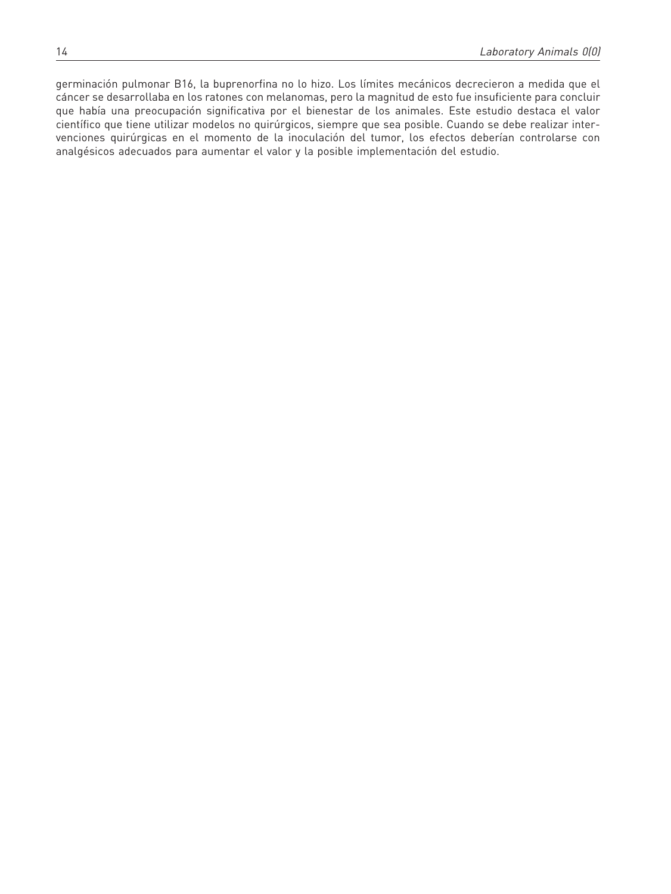germinación pulmonar B16, la buprenorfina no lo hizo. Los límites mecánicos decrecieron a medida que el cáncer se desarrollaba en los ratones con melanomas, pero la magnitud de esto fue insuficiente para concluir que había una preocupación significativa por el bienestar de los animales. Este estudio destaca el valor científico que tiene utilizar modelos no quirúrgicos, siempre que sea posible. Cuando se debe realizar intervenciones quirúrgicas en el momento de la inoculación del tumor, los efectos deberían controlarse con analgésicos adecuados para aumentar el valor y la posible implementación del estudio.